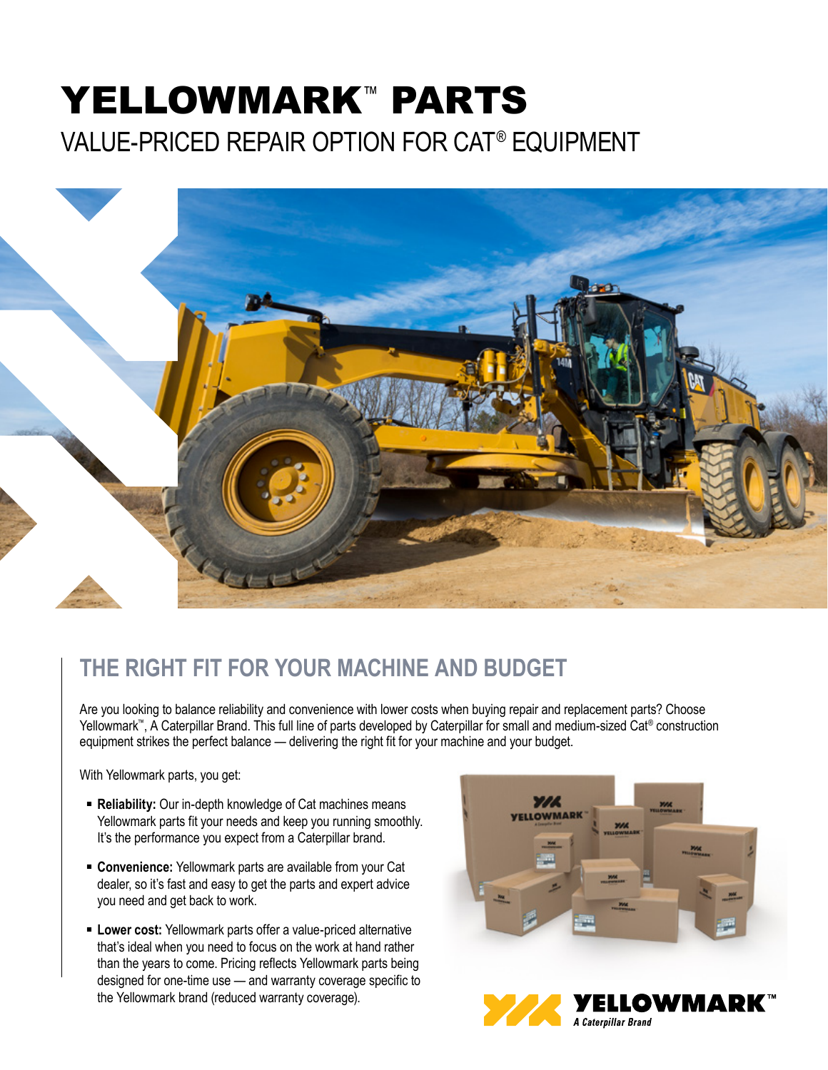# YELLOWMARK™ PARTS

VALUE-PRICED REPAIR OPTION FOR CAT® EQUIPMENT

## THE RIGHT FIT FOR YOUR MACHINE AND BUDGET

Are you looking to balance reliability and convenience with lower costs when buying repair and replacement parts? Choose Yellowmark™, A Caterpillar Brand. This full line of parts developed by Caterpillar for small and medium-sized Cat® construction equipment strikes the perfect balance — delivering the right fit for your machine and your budget.

With Yellowmark parts, you get:

- **Reliability:** Our in-depth knowledge of Cat machines means Yellowmark parts fit your needs and keep you running smoothly. It's the performance you expect from a Caterpillar brand.
- **Convenience:** Yellowmark parts are available from your Cat dealer, so it's fast and easy to get the parts and expert advice you need and get back to work.
- **Lower cost:** Yellowmark parts offer a value-priced alternative that's ideal when you need to focus on the work at hand rather than the years to come. Pricing reflects Yellowmark parts being designed for one-time use — and warranty coverage specific to the Yellowmark brand (reduced warranty coverage).

YELLOWMARK™
*A Caterpillar Brand*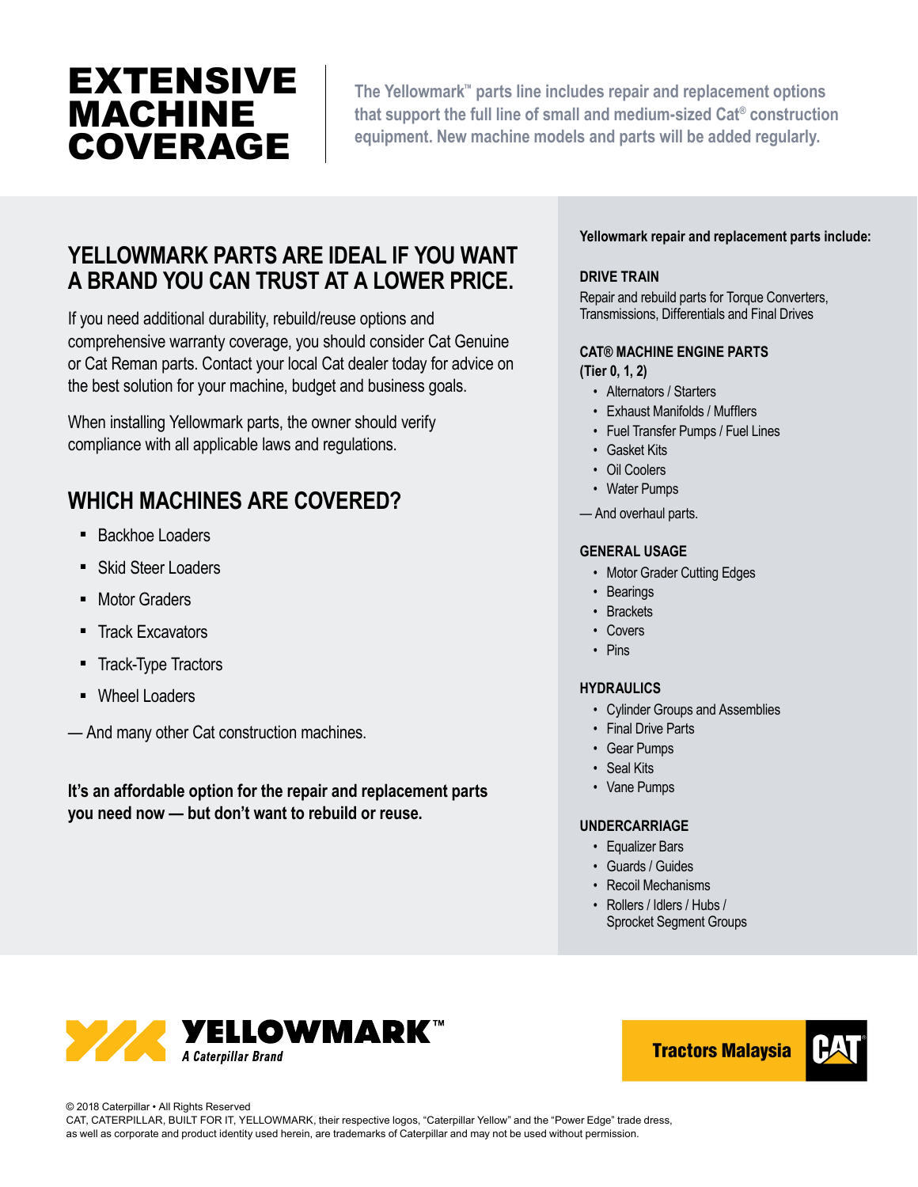# EXTENSIVE MACHINE COVERAGE

**The Yellowmark™ parts line includes repair and replacement options that support the full line of small and medium-sized Cat® construction equipment. New machine models and parts will be added regularly.**

## YELLOWMARK PARTS ARE IDEAL IF YOU WANT A BRAND YOU CAN TRUST AT A LOWER PRICE.

If you need additional durability, rebuild/reuse options and comprehensive warranty coverage, you should consider Cat Genuine or Cat Reman parts. Contact your local Cat dealer today for advice on the best solution for your machine, budget and business goals.

When installing Yellowmark parts, the owner should verify compliance with all applicable laws and regulations.

## WHICH MACHINES ARE COVERED?

- Backhoe Loaders
- Skid Steer Loaders
- Motor Graders
- Track Excavators
- Track-Type Tractors
- Wheel Loaders

— And many other Cat construction machines.

**It's an affordable option for the repair and replacement parts you need now — but don't want to rebuild or reuse.**

**Yellowmark repair and replacement parts include:**

### DRIVE TRAIN

Repair and rebuild parts for Torque Converters, Transmissions, Differentials and Final Drives

### CAT® MACHINE ENGINE PARTS (Tier 0, 1, 2)

- Alternators / Starters
- Exhaust Manifolds / Mufflers
- Fuel Transfer Pumps / Fuel Lines
- Gasket Kits
- Oil Coolers
- Water Pumps

— And overhaul parts.

### GENERAL USAGE

- Motor Grader Cutting Edges
- Bearings
- Brackets
- Covers
- Pins

### HYDRAULICS

- Cylinder Groups and Assemblies
- Final Drive Parts
- Gear Pumps
- Seal Kits
- Vane Pumps

### UNDERCARRIAGE

- Equalizer Bars
- Guards / Guides
- Recoil Mechanisms
- Rollers / Idlers / Hubs / Sprocket Segment Groups

YELLOWMARK™
*A Caterpillar Brand*

Tractors Malaysia CAT

© 2018 Caterpillar • All Rights Reserved
CAT, CATERPILLAR, BUILT FOR IT, YELLOWMARK, their respective logos, "Caterpillar Yellow" and the "Power Edge" trade dress, as well as corporate and product identity used herein, are trademarks of Caterpillar and may not be used without permission.